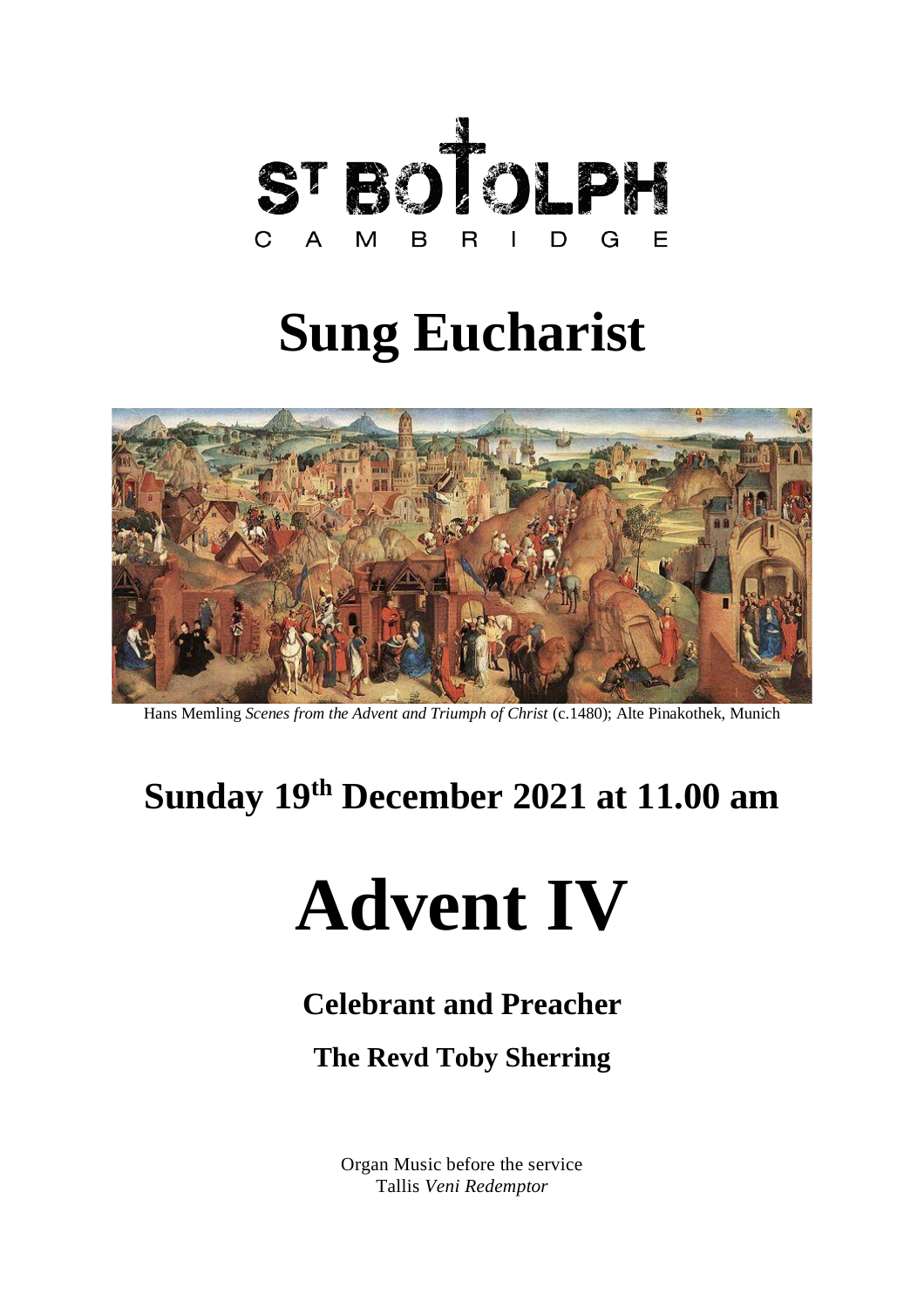ST BOTOLPH

CAMBRIDGE

# Sung Eucharist

Hans Memling *Scenes from the Advent and Triumph of Christ* (c.1480); Alte Pinakothek, Munich

## Sunday 19th December 2021 at 11.00 am

# Advent IV

### Celebrant and Preacher

### The Revd Toby Sherring

Organ Music before the service
Tallis *Veni Redemptor*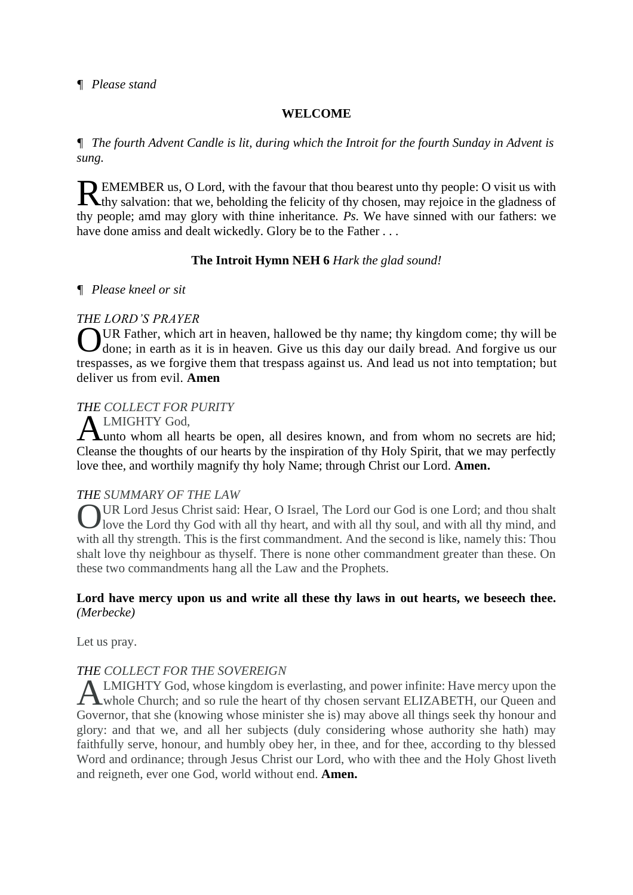¶ *Please stand*

**WELCOME**

¶ *The fourth Advent Candle is lit, during which the Introit for the fourth Sunday in Advent is sung.*

REMEMBER us, O Lord, with the favour that thou bearest unto thy people: O visit us with thy salvation: that we, beholding the felicity of thy chosen, may rejoice in the gladness of thy people; amd may glory with thine inheritance. *Ps.* We have sinned with our fathers: we have done amiss and dealt wickedly. Glory be to the Father . . .

**The Introit Hymn NEH 6** *Hark the glad sound!*

¶ *Please kneel or sit*

*THE LORD'S PRAYER*

OUR Father, which art in heaven, hallowed be thy name; thy kingdom come; thy will be done; in earth as it is in heaven. Give us this day our daily bread. And forgive us our trespasses, as we forgive them that trespass against us. And lead us not into temptation; but deliver us from evil. **Amen**

*THE COLLECT FOR PURITY*

ALMIGHTY God,
unto whom all hearts be open, all desires known, and from whom no secrets are hid; Cleanse the thoughts of our hearts by the inspiration of thy Holy Spirit, that we may perfectly love thee, and worthily magnify thy holy Name; through Christ our Lord. **Amen.**

*THE SUMMARY OF THE LAW*

OUR Lord Jesus Christ said: Hear, O Israel, The Lord our God is one Lord; and thou shalt love the Lord thy God with all thy heart, and with all thy soul, and with all thy mind, and with all thy strength. This is the first commandment. And the second is like, namely this: Thou shalt love thy neighbour as thyself. There is none other commandment greater than these. On these two commandments hang all the Law and the Prophets.

**Lord have mercy upon us and write all these thy laws in out hearts, we beseech thee.** *(Merbecke)*

Let us pray.

*THE COLLECT FOR THE SOVEREIGN*

ALMIGHTY God, whose kingdom is everlasting, and power infinite: Have mercy upon the whole Church; and so rule the heart of thy chosen servant ELIZABETH, our Queen and Governor, that she (knowing whose minister she is) may above all things seek thy honour and glory: and that we, and all her subjects (duly considering whose authority she hath) may faithfully serve, honour, and humbly obey her, in thee, and for thee, according to thy blessed Word and ordinance; through Jesus Christ our Lord, who with thee and the Holy Ghost liveth and reigneth, ever one God, world without end. **Amen.**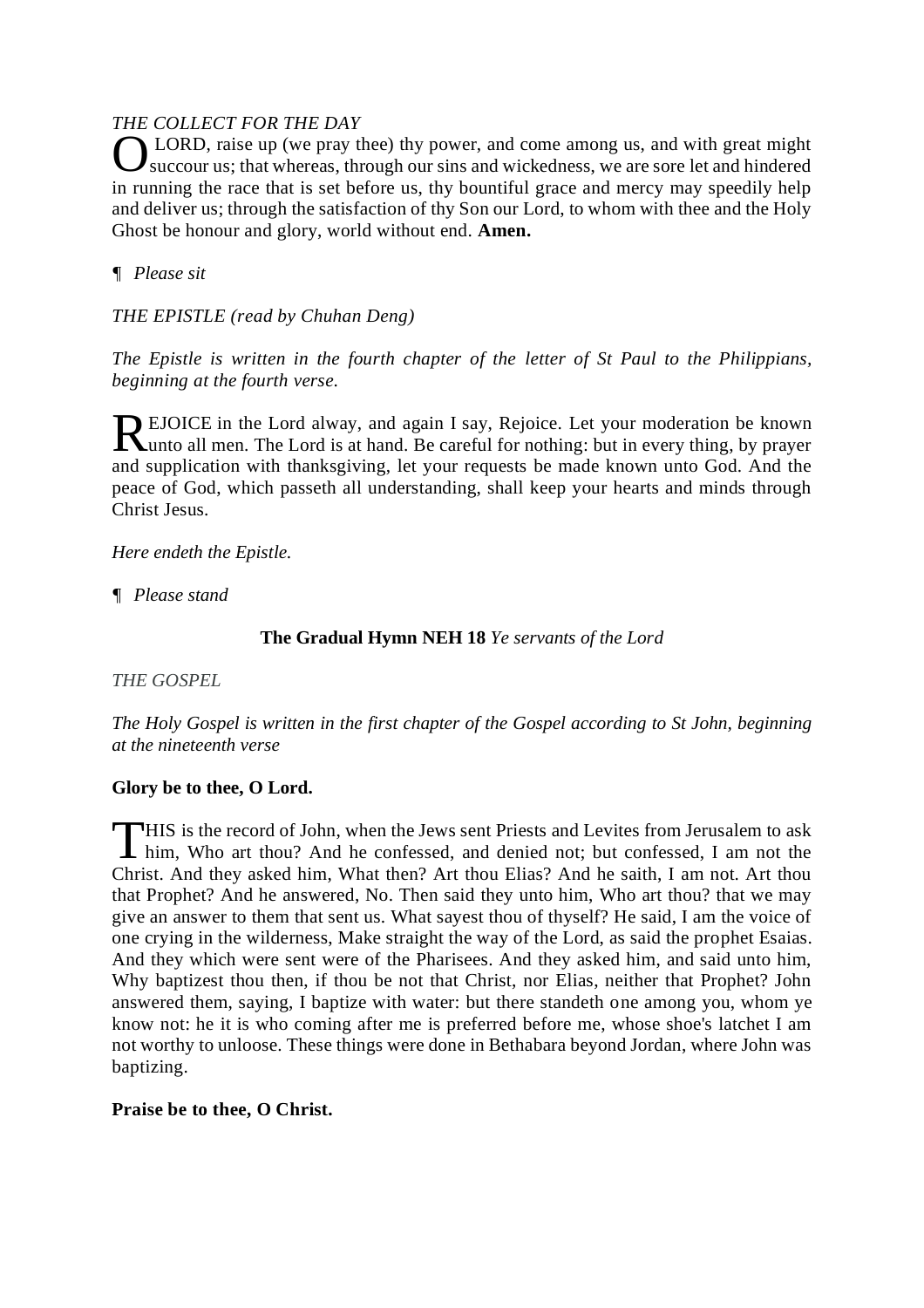*THE COLLECT FOR THE DAY*

O LORD, raise up (we pray thee) thy power, and come among us, and with great might succour us; that whereas, through our sins and wickedness, we are sore let and hindered in running the race that is set before us, thy bountiful grace and mercy may speedily help and deliver us; through the satisfaction of thy Son our Lord, to whom with thee and the Holy Ghost be honour and glory, world without end. **Amen.**

¶ *Please sit*

*THE EPISTLE (read by Chuhan Deng)*

*The Epistle is written in the fourth chapter of the letter of St Paul to the Philippians, beginning at the fourth verse.*

REJOICE in the Lord alway, and again I say, Rejoice. Let your moderation be known unto all men. The Lord is at hand. Be careful for nothing: but in every thing, by prayer and supplication with thanksgiving, let your requests be made known unto God. And the peace of God, which passeth all understanding, shall keep your hearts and minds through Christ Jesus.

*Here endeth the Epistle.*

¶ *Please stand*

**The Gradual Hymn NEH 18** *Ye servants of the Lord*

*THE GOSPEL*

*The Holy Gospel is written in the first chapter of the Gospel according to St John, beginning at the nineteenth verse*

**Glory be to thee, O Lord.**

THIS is the record of John, when the Jews sent Priests and Levites from Jerusalem to ask him, Who art thou? And he confessed, and denied not; but confessed, I am not the Christ. And they asked him, What then? Art thou Elias? And he saith, I am not. Art thou that Prophet? And he answered, No. Then said they unto him, Who art thou? that we may give an answer to them that sent us. What sayest thou of thyself? He said, I am the voice of one crying in the wilderness, Make straight the way of the Lord, as said the prophet Esaias. And they which were sent were of the Pharisees. And they asked him, and said unto him, Why baptizest thou then, if thou be not that Christ, nor Elias, neither that Prophet? John answered them, saying, I baptize with water: but there standeth one among you, whom ye know not: he it is who coming after me is preferred before me, whose shoe's latchet I am not worthy to unloose. These things were done in Bethabara beyond Jordan, where John was baptizing.

**Praise be to thee, O Christ.**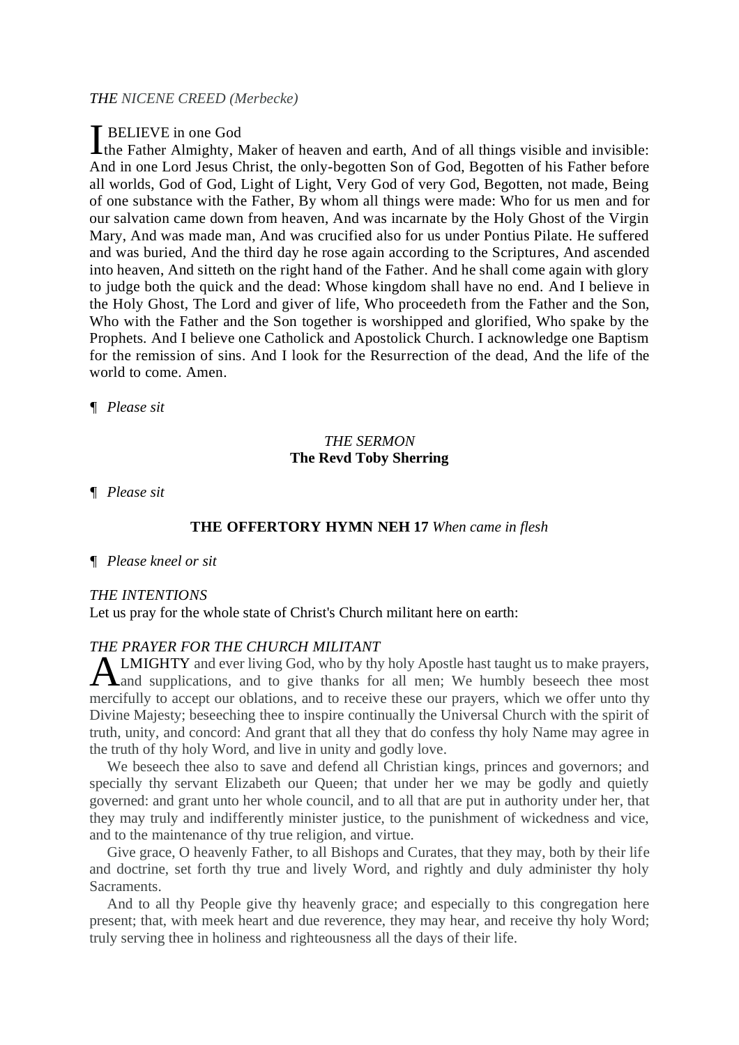*THE NICENE CREED (Merbecke)*

I BELIEVE in one God
the Father Almighty, Maker of heaven and earth, And of all things visible and invisible: And in one Lord Jesus Christ, the only-begotten Son of God, Begotten of his Father before all worlds, God of God, Light of Light, Very God of very God, Begotten, not made, Being of one substance with the Father, By whom all things were made: Who for us men and for our salvation came down from heaven, And was incarnate by the Holy Ghost of the Virgin Mary, And was made man, And was crucified also for us under Pontius Pilate. He suffered and was buried, And the third day he rose again according to the Scriptures, And ascended into heaven, And sitteth on the right hand of the Father. And he shall come again with glory to judge both the quick and the dead: Whose kingdom shall have no end. And I believe in the Holy Ghost, The Lord and giver of life, Who proceedeth from the Father and the Son, Who with the Father and the Son together is worshipped and glorified, Who spake by the Prophets. And I believe one Catholick and Apostolick Church. I acknowledge one Baptism for the remission of sins. And I look for the Resurrection of the dead, And the life of the world to come. Amen.

¶ *Please sit*

*THE SERMON*
**The Revd Toby Sherring**

¶ *Please sit*

**THE OFFERTORY HYMN NEH 17** *When came in flesh*

¶ *Please kneel or sit*

*THE INTENTIONS*
Let us pray for the whole state of Christ's Church militant here on earth:

*THE PRAYER FOR THE CHURCH MILITANT*
ALMIGHTY and ever living God, who by thy holy Apostle hast taught us to make prayers, and supplications, and to give thanks for all men; We humbly beseech thee most mercifully to accept our oblations, and to receive these our prayers, which we offer unto thy Divine Majesty; beseeching thee to inspire continually the Universal Church with the spirit of truth, unity, and concord: And grant that all they that do confess thy holy Name may agree in the truth of thy holy Word, and live in unity and godly love.

We beseech thee also to save and defend all Christian kings, princes and governors; and specially thy servant Elizabeth our Queen; that under her we may be godly and quietly governed: and grant unto her whole council, and to all that are put in authority under her, that they may truly and indifferently minister justice, to the punishment of wickedness and vice, and to the maintenance of thy true religion, and virtue.

Give grace, O heavenly Father, to all Bishops and Curates, that they may, both by their life and doctrine, set forth thy true and lively Word, and rightly and duly administer thy holy Sacraments.

And to all thy People give thy heavenly grace; and especially to this congregation here present; that, with meek heart and due reverence, they may hear, and receive thy holy Word; truly serving thee in holiness and righteousness all the days of their life.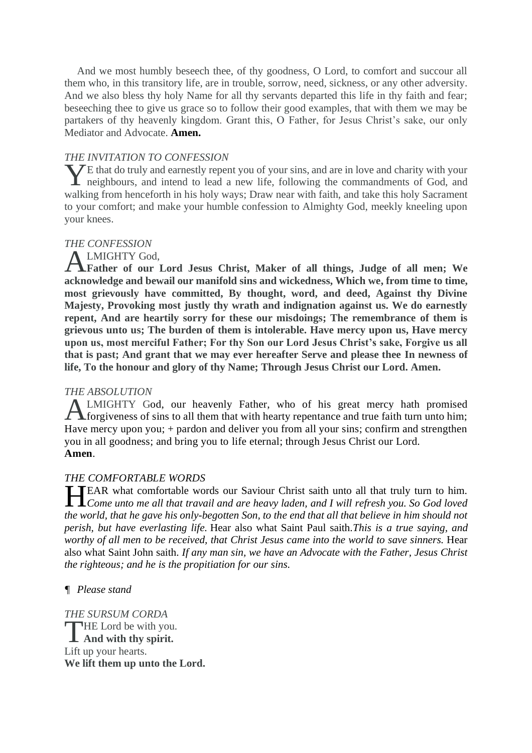And we most humbly beseech thee, of thy goodness, O Lord, to comfort and succour all them who, in this transitory life, are in trouble, sorrow, need, sickness, or any other adversity. And we also bless thy holy Name for all thy servants departed this life in thy faith and fear; beseeching thee to give us grace so to follow their good examples, that with them we may be partakers of thy heavenly kingdom. Grant this, O Father, for Jesus Christ's sake, our only Mediator and Advocate. **Amen.**

*THE INVITATION TO CONFESSION*

YE that do truly and earnestly repent you of your sins, and are in love and charity with your neighbours, and intend to lead a new life, following the commandments of God, and walking from henceforth in his holy ways; Draw near with faith, and take this holy Sacrament to your comfort; and make your humble confession to Almighty God, meekly kneeling upon your knees.

*THE CONFESSION*

ALMIGHTY God,
**Father of our Lord Jesus Christ, Maker of all things, Judge of all men; We acknowledge and bewail our manifold sins and wickedness, Which we, from time to time, most grievously have committed, By thought, word, and deed, Against thy Divine Majesty, Provoking most justly thy wrath and indignation against us. We do earnestly repent, And are heartily sorry for these our misdoings; The remembrance of them is grievous unto us; The burden of them is intolerable. Have mercy upon us, Have mercy upon us, most merciful Father; For thy Son our Lord Jesus Christ's sake, Forgive us all that is past; And grant that we may ever hereafter Serve and please thee In newness of life, To the honour and glory of thy Name; Through Jesus Christ our Lord. Amen.**

*THE ABSOLUTION*

ALMIGHTY God, our heavenly Father, who of his great mercy hath promised forgiveness of sins to all them that with hearty repentance and true faith turn unto him; Have mercy upon you; + pardon and deliver you from all your sins; confirm and strengthen you in all goodness; and bring you to life eternal; through Jesus Christ our Lord.
**Amen**.

*THE COMFORTABLE WORDS*

HEAR what comfortable words our Saviour Christ saith unto all that truly turn to him. *Come unto me all that travail and are heavy laden, and I will refresh you. So God loved the world, that he gave his only-begotten Son, to the end that all that believe in him should not perish, but have everlasting life.* Hear also what Saint Paul saith.*This is a true saying, and worthy of all men to be received, that Christ Jesus came into the world to save sinners.* Hear also what Saint John saith. *If any man sin, we have an Advocate with the Father, Jesus Christ the righteous; and he is the propitiation for our sins.*

¶ *Please stand*

*THE SURSUM CORDA*

THE Lord be with you.
**And with thy spirit.**
Lift up your hearts.
**We lift them up unto the Lord.**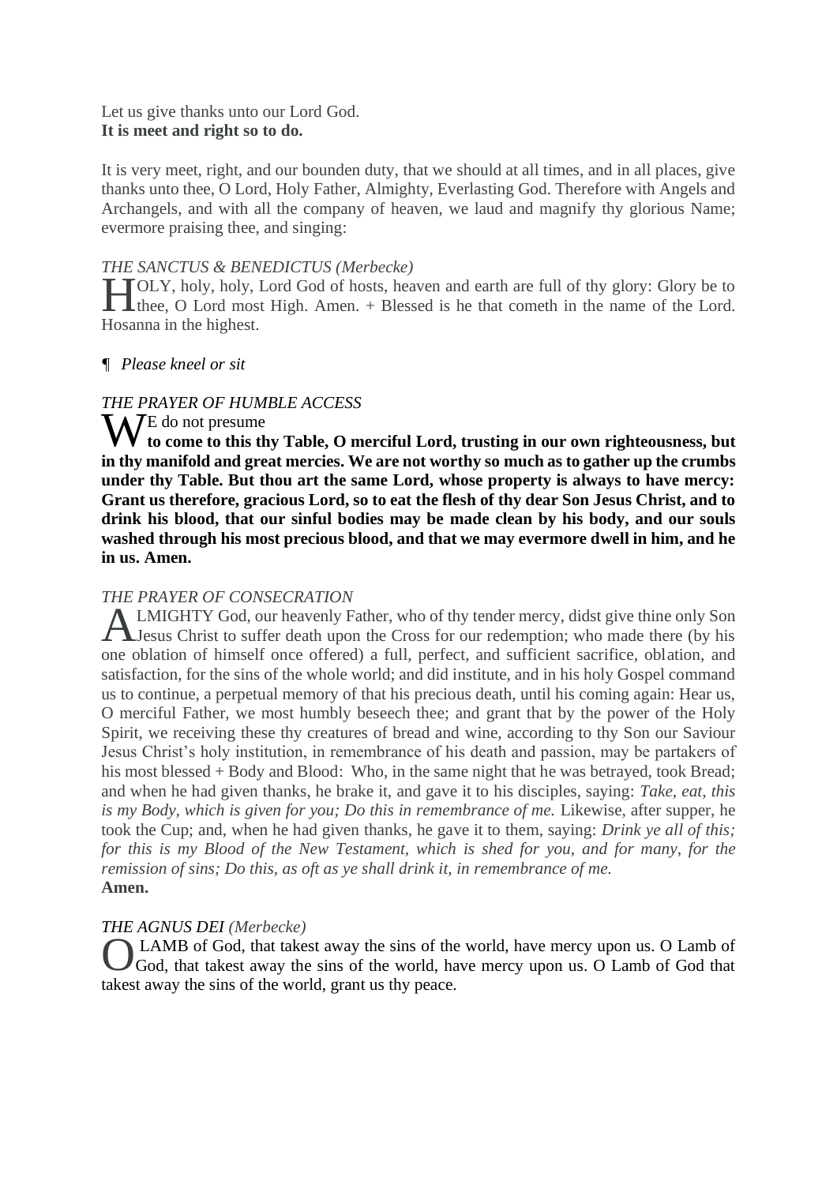Let us give thanks unto our Lord God.
**It is meet and right so to do.**

It is very meet, right, and our bounden duty, that we should at all times, and in all places, give thanks unto thee, O Lord, Holy Father, Almighty, Everlasting God. Therefore with Angels and Archangels, and with all the company of heaven, we laud and magnify thy glorious Name; evermore praising thee, and singing:

*THE SANCTUS & BENEDICTUS (Merbecke)*

HOLY, holy, holy, Lord God of hosts, heaven and earth are full of thy glory: Glory be to thee, O Lord most High. Amen. + Blessed is he that cometh in the name of the Lord. Hosanna in the highest.

¶ *Please kneel or sit*

*THE PRAYER OF HUMBLE ACCESS*

WE do not presume **to come to this thy Table, O merciful Lord, trusting in our own righteousness, but in thy manifold and great mercies. We are not worthy so much as to gather up the crumbs under thy Table. But thou art the same Lord, whose property is always to have mercy: Grant us therefore, gracious Lord, so to eat the flesh of thy dear Son Jesus Christ, and to drink his blood, that our sinful bodies may be made clean by his body, and our souls washed through his most precious blood, and that we may evermore dwell in him, and he in us. Amen.**

*THE PRAYER OF CONSECRATION*

ALMIGHTY God, our heavenly Father, who of thy tender mercy, didst give thine only Son Jesus Christ to suffer death upon the Cross for our redemption; who made there (by his one oblation of himself once offered) a full, perfect, and sufficient sacrifice, oblation, and satisfaction, for the sins of the whole world; and did institute, and in his holy Gospel command us to continue, a perpetual memory of that his precious death, until his coming again: Hear us, O merciful Father, we most humbly beseech thee; and grant that by the power of the Holy Spirit, we receiving these thy creatures of bread and wine, according to thy Son our Saviour Jesus Christ's holy institution, in remembrance of his death and passion, may be partakers of his most blessed + Body and Blood: Who, in the same night that he was betrayed, took Bread; and when he had given thanks, he brake it, and gave it to his disciples, saying: *Take, eat, this is my Body, which is given for you; Do this in remembrance of me.* Likewise, after supper, he took the Cup; and, when he had given thanks, he gave it to them, saying: *Drink ye all of this; for this is my Blood of the New Testament, which is shed for you, and for many, for the remission of sins; Do this, as oft as ye shall drink it, in remembrance of me.*
**Amen.**

*THE AGNUS DEI (Merbecke)*

O LAMB of God, that takest away the sins of the world, have mercy upon us. O Lamb of God, that takest away the sins of the world, have mercy upon us. O Lamb of God that takest away the sins of the world, grant us thy peace.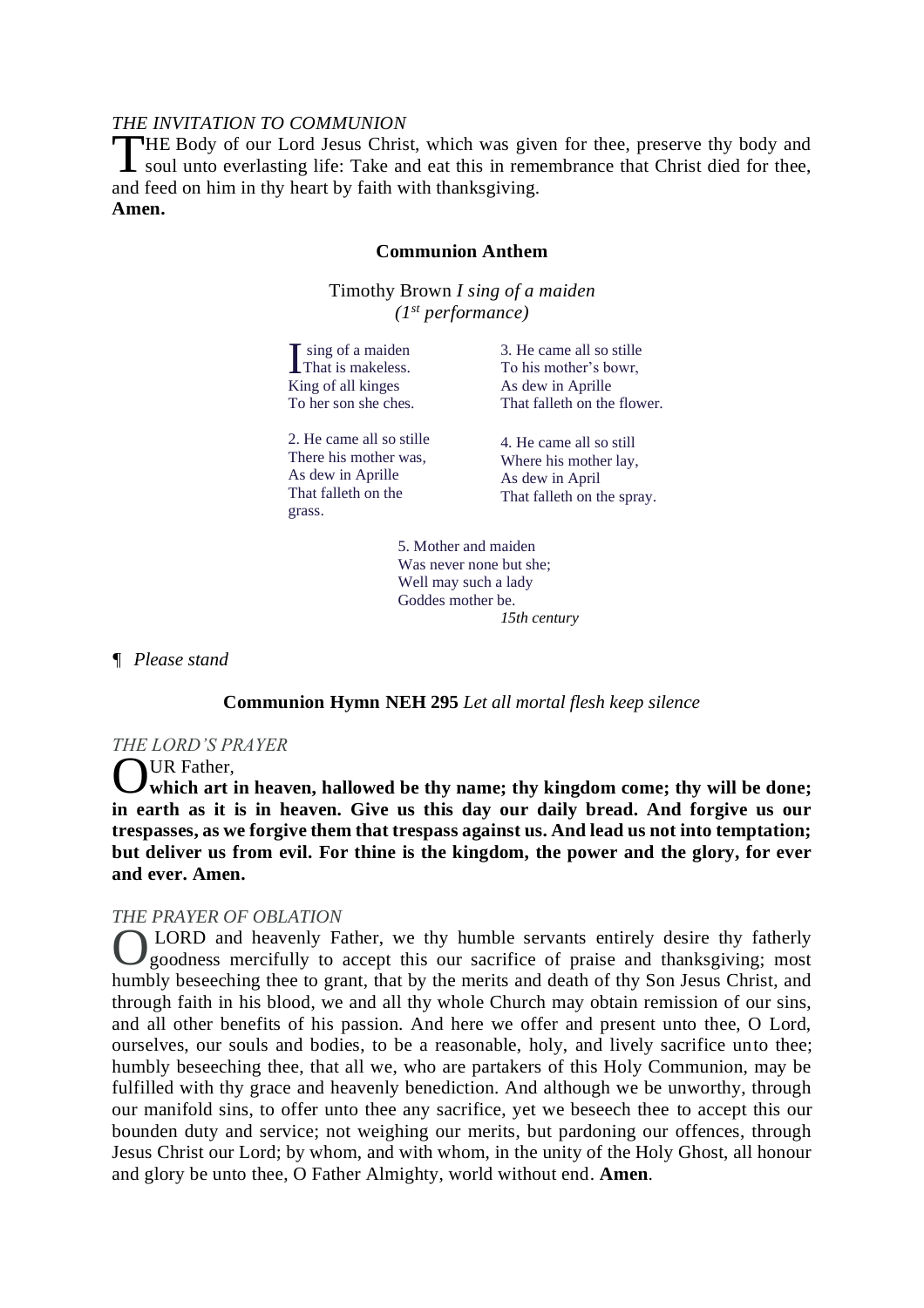*THE INVITATION TO COMMUNION*

THE Body of our Lord Jesus Christ, which was given for thee, preserve thy body and soul unto everlasting life: Take and eat this in remembrance that Christ died for thee, and feed on him in thy heart by faith with thanksgiving.
**Amen.**

**Communion Anthem**

Timothy Brown *I sing of a maiden*
*(1st performance)*

I sing of a maiden
That is makeless.
King of all kinges
To her son she ches.

2. He came all so stille
There his mother was,
As dew in Aprille
That falleth on the grass.

3. He came all so stille
To his mother's bowr,
As dew in Aprille
That falleth on the flower.

4. He came all so still
Where his mother lay,
As dew in April
That falleth on the spray.

5. Mother and maiden
Was never none but she;
Well may such a lady
Goddes mother be.
*15th century*

¶ *Please stand*

**Communion Hymn NEH 295** *Let all mortal flesh keep silence*

*THE LORD'S PRAYER*

OUR Father,
**which art in heaven, hallowed be thy name; thy kingdom come; thy will be done; in earth as it is in heaven. Give us this day our daily bread. And forgive us our trespasses, as we forgive them that trespass against us. And lead us not into temptation; but deliver us from evil. For thine is the kingdom, the power and the glory, for ever and ever. Amen.**

*THE PRAYER OF OBLATION*

O LORD and heavenly Father, we thy humble servants entirely desire thy fatherly goodness mercifully to accept this our sacrifice of praise and thanksgiving; most humbly beseeching thee to grant, that by the merits and death of thy Son Jesus Christ, and through faith in his blood, we and all thy whole Church may obtain remission of our sins, and all other benefits of his passion. And here we offer and present unto thee, O Lord, ourselves, our souls and bodies, to be a reasonable, holy, and lively sacrifice unto thee; humbly beseeching thee, that all we, who are partakers of this Holy Communion, may be fulfilled with thy grace and heavenly benediction. And although we be unworthy, through our manifold sins, to offer unto thee any sacrifice, yet we beseech thee to accept this our bounden duty and service; not weighing our merits, but pardoning our offences, through Jesus Christ our Lord; by whom, and with whom, in the unity of the Holy Ghost, all honour and glory be unto thee, O Father Almighty, world without end. **Amen**.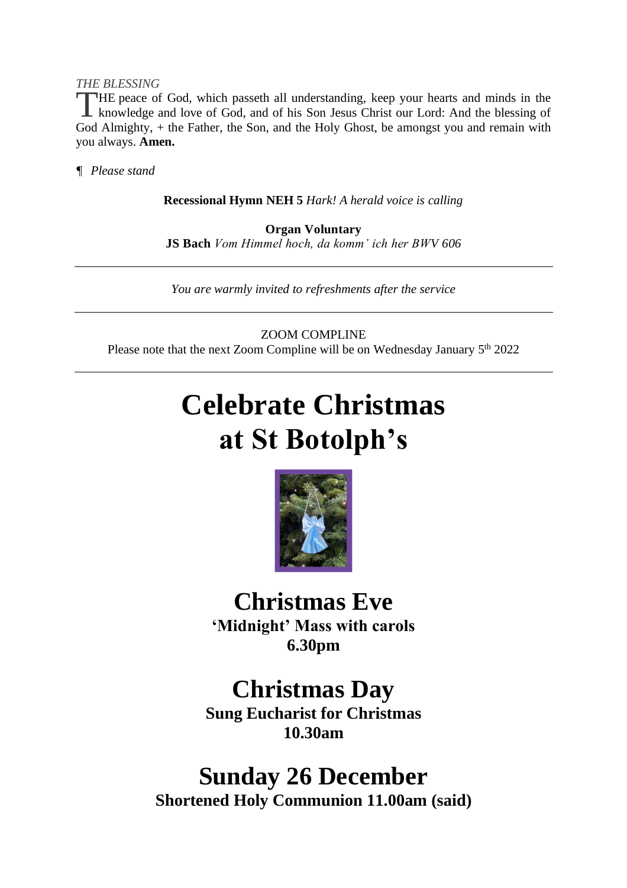*THE BLESSING*

THE peace of God, which passeth all understanding, keep your hearts and minds in the knowledge and love of God, and of his Son Jesus Christ our Lord: And the blessing of God Almighty, + the Father, the Son, and the Holy Ghost, be amongst you and remain with you always. **Amen.**

¶ *Please stand*

**Recessional Hymn NEH 5** *Hark! A herald voice is calling*

**Organ Voluntary**
**JS Bach** *Vom Himmel hoch, da komm' ich her BWV 606*

---

*You are warmly invited to refreshments after the service*

---

ZOOM COMPLINE
Please note that the next Zoom Compline will be on Wednesday January 5th 2022

---

# Celebrate Christmas at St Botolph's

## Christmas Eve

**'Midnight' Mass with carols**
**6.30pm**

## Christmas Day

**Sung Eucharist for Christmas**
**10.30am**

## Sunday 26 December

**Shortened Holy Communion 11.00am (said)**